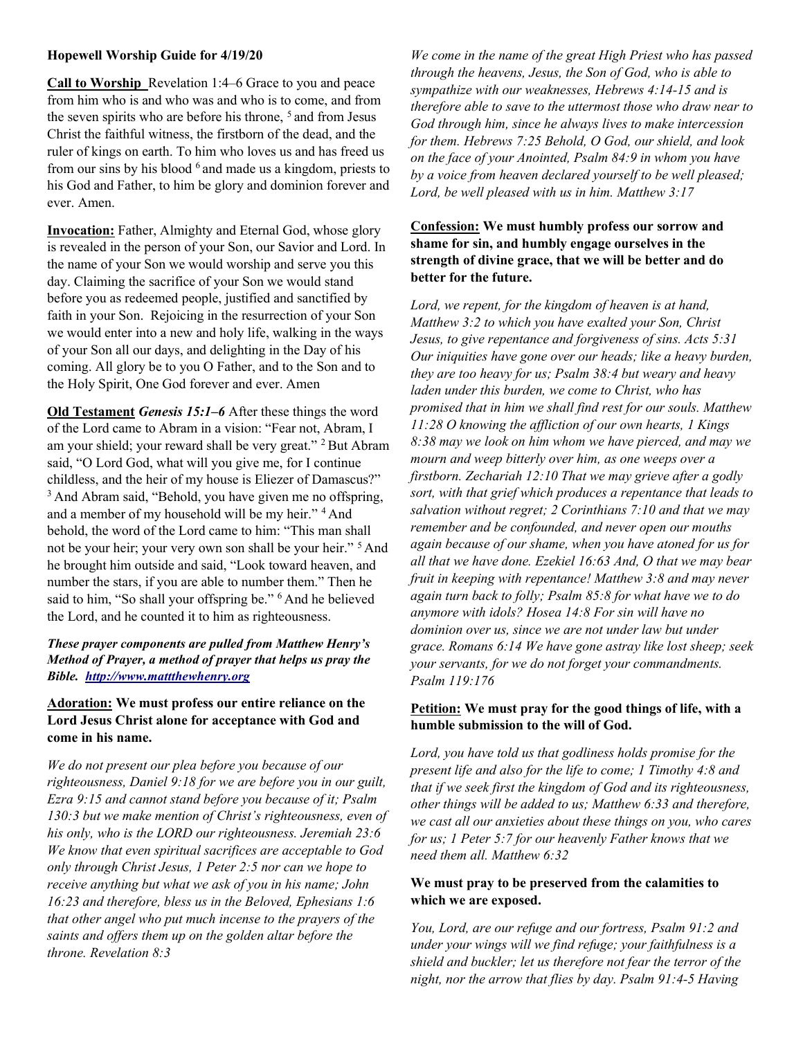**Hopewell Worship Guide for 4/19/20**

**Call to Worship** Revelation 1:4–6 Grace to you and peace from him who is and who was and who is to come, and from the seven spirits who are before his throne, [5] and from Jesus Christ the faithful witness, the firstborn of the dead, and the ruler of kings on earth. To him who loves us and has freed us from our sins by his blood [6] and made us a kingdom, priests to his God and Father, to him be glory and dominion forever and ever. Amen.

**Invocation:** Father, Almighty and Eternal God, whose glory is revealed in the person of your Son, our Savior and Lord. In the name of your Son we would worship and serve you this day. Claiming the sacrifice of your Son we would stand before you as redeemed people, justified and sanctified by faith in your Son. Rejoicing in the resurrection of your Son we would enter into a new and holy life, walking in the ways of your Son all our days, and delighting in the Day of his coming. All glory be to you O Father, and to the Son and to the Holy Spirit, One God forever and ever. Amen

**Old Testament** ***Genesis 15:1–6*** After these things the word of the Lord came to Abram in a vision: "Fear not, Abram, I am your shield; your reward shall be very great." [2] But Abram said, "O Lord God, what will you give me, for I continue childless, and the heir of my house is Eliezer of Damascus?" [3] And Abram said, "Behold, you have given me no offspring, and a member of my household will be my heir." [4] And behold, the word of the Lord came to him: "This man shall not be your heir; your very own son shall be your heir." [5] And he brought him outside and said, "Look toward heaven, and number the stars, if you are able to number them." Then he said to him, "So shall your offspring be." [6] And he believed the Lord, and he counted it to him as righteousness.

***These prayer components are pulled from Matthew Henry's Method of Prayer, a method of prayer that helps us pray the Bible. http://www.mattthewhenry.org***

**Adoration: We must profess our entire reliance on the Lord Jesus Christ alone for acceptance with God and come in his name.**

*We do not present our plea before you because of our righteousness, Daniel 9:18 for we are before you in our guilt, Ezra 9:15 and cannot stand before you because of it; Psalm 130:3 but we make mention of Christ's righteousness, even of his only, who is the LORD our righteousness. Jeremiah 23:6 We know that even spiritual sacrifices are acceptable to God only through Christ Jesus, 1 Peter 2:5 nor can we hope to receive anything but what we ask of you in his name; John 16:23 and therefore, bless us in the Beloved, Ephesians 1:6 that other angel who put much incense to the prayers of the saints and offers them up on the golden altar before the throne. Revelation 8:3*

*We come in the name of the great High Priest who has passed through the heavens, Jesus, the Son of God, who is able to sympathize with our weaknesses, Hebrews 4:14-15 and is therefore able to save to the uttermost those who draw near to God through him, since he always lives to make intercession for them. Hebrews 7:25 Behold, O God, our shield, and look on the face of your Anointed, Psalm 84:9 in whom you have by a voice from heaven declared yourself to be well pleased; Lord, be well pleased with us in him. Matthew 3:17*

**Confession: We must humbly profess our sorrow and shame for sin, and humbly engage ourselves in the strength of divine grace, that we will be better and do better for the future.**

*Lord, we repent, for the kingdom of heaven is at hand, Matthew 3:2 to which you have exalted your Son, Christ Jesus, to give repentance and forgiveness of sins. Acts 5:31 Our iniquities have gone over our heads; like a heavy burden, they are too heavy for us; Psalm 38:4 but weary and heavy laden under this burden, we come to Christ, who has promised that in him we shall find rest for our souls. Matthew 11:28 O knowing the affliction of our own hearts, 1 Kings 8:38 may we look on him whom we have pierced, and may we mourn and weep bitterly over him, as one weeps over a firstborn. Zechariah 12:10 That we may grieve after a godly sort, with that grief which produces a repentance that leads to salvation without regret; 2 Corinthians 7:10 and that we may remember and be confounded, and never open our mouths again because of our shame, when you have atoned for us for all that we have done. Ezekiel 16:63 And, O that we may bear fruit in keeping with repentance! Matthew 3:8 and may never again turn back to folly; Psalm 85:8 for what have we to do anymore with idols? Hosea 14:8 For sin will have no dominion over us, since we are not under law but under grace. Romans 6:14 We have gone astray like lost sheep; seek your servants, for we do not forget your commandments. Psalm 119:176*

**Petition: We must pray for the good things of life, with a humble submission to the will of God.**

*Lord, you have told us that godliness holds promise for the present life and also for the life to come; 1 Timothy 4:8 and that if we seek first the kingdom of God and its righteousness, other things will be added to us; Matthew 6:33 and therefore, we cast all our anxieties about these things on you, who cares for us; 1 Peter 5:7 for our heavenly Father knows that we need them all. Matthew 6:32*

**We must pray to be preserved from the calamities to which we are exposed.**

*You, Lord, are our refuge and our fortress, Psalm 91:2 and under your wings will we find refuge; your faithfulness is a shield and buckler; let us therefore not fear the terror of the night, nor the arrow that flies by day. Psalm 91:4-5 Having*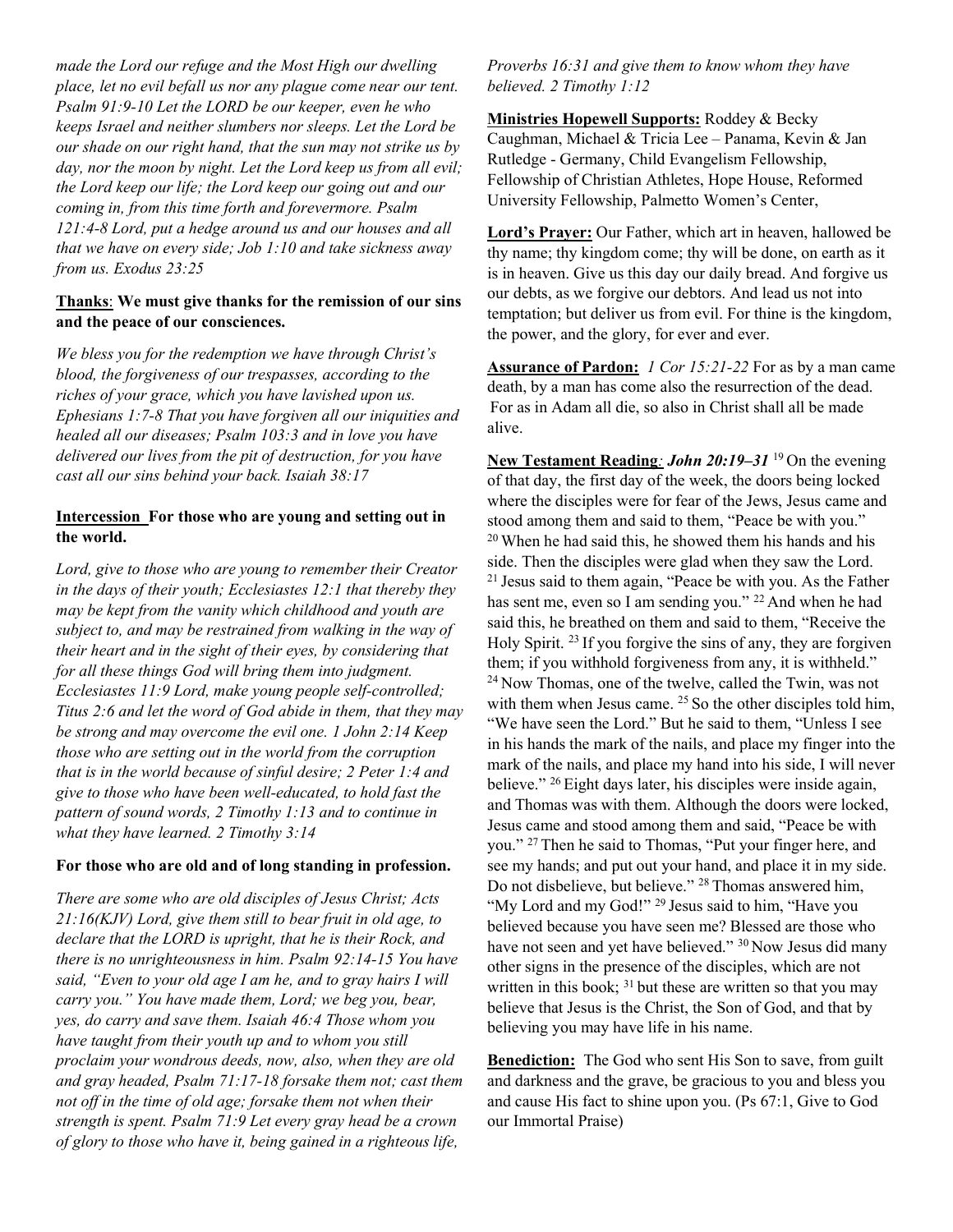*made the Lord our refuge and the Most High our dwelling place, let no evil befall us nor any plague come near our tent. Psalm 91:9-10 Let the LORD be our keeper, even he who keeps Israel and neither slumbers nor sleeps. Let the Lord be our shade on our right hand, that the sun may not strike us by day, nor the moon by night. Let the Lord keep us from all evil; the Lord keep our life; the Lord keep our going out and our coming in, from this time forth and forevermore. Psalm 121:4-8 Lord, put a hedge around us and our houses and all that we have on every side; Job 1:10 and take sickness away from us. Exodus 23:25*

**Thanks**: **We must give thanks for the remission of our sins and the peace of our consciences.**

*We bless you for the redemption we have through Christ's blood, the forgiveness of our trespasses, according to the riches of your grace, which you have lavished upon us. Ephesians 1:7-8 That you have forgiven all our iniquities and healed all our diseases; Psalm 103:3 and in love you have delivered our lives from the pit of destruction, for you have cast all our sins behind your back. Isaiah 38:17*

**Intercession For those who are young and setting out in the world.**

*Lord, give to those who are young to remember their Creator in the days of their youth; Ecclesiastes 12:1 that thereby they may be kept from the vanity which childhood and youth are subject to, and may be restrained from walking in the way of their heart and in the sight of their eyes, by considering that for all these things God will bring them into judgment. Ecclesiastes 11:9 Lord, make young people self-controlled; Titus 2:6 and let the word of God abide in them, that they may be strong and may overcome the evil one. 1 John 2:14 Keep those who are setting out in the world from the corruption that is in the world because of sinful desire; 2 Peter 1:4 and give to those who have been well-educated, to hold fast the pattern of sound words, 2 Timothy 1:13 and to continue in what they have learned. 2 Timothy 3:14*

**For those who are old and of long standing in profession.**

*There are some who are old disciples of Jesus Christ; Acts 21:16(KJV) Lord, give them still to bear fruit in old age, to declare that the LORD is upright, that he is their Rock, and there is no unrighteousness in him. Psalm 92:14-15 You have said, "Even to your old age I am he, and to gray hairs I will carry you." You have made them, Lord; we beg you, bear, yes, do carry and save them. Isaiah 46:4 Those whom you have taught from their youth up and to whom you still proclaim your wondrous deeds, now, also, when they are old and gray headed, Psalm 71:17-18 forsake them not; cast them not off in the time of old age; forsake them not when their strength is spent. Psalm 71:9 Let every gray head be a crown of glory to those who have it, being gained in a righteous life, Proverbs 16:31 and give them to know whom they have believed. 2 Timothy 1:12*

**Ministries Hopewell Supports:** Roddey & Becky Caughman, Michael & Tricia Lee – Panama, Kevin & Jan Rutledge - Germany, Child Evangelism Fellowship, Fellowship of Christian Athletes, Hope House, Reformed University Fellowship, Palmetto Women's Center,

**Lord's Prayer:** Our Father, which art in heaven, hallowed be thy name; thy kingdom come; thy will be done, on earth as it is in heaven. Give us this day our daily bread. And forgive us our debts, as we forgive our debtors. And lead us not into temptation; but deliver us from evil. For thine is the kingdom, the power, and the glory, for ever and ever.

**Assurance of Pardon:** *1 Cor 15:21-22* For as by a man came death, by a man has come also the resurrection of the dead. For as in Adam all die, so also in Christ shall all be made alive.

**New Testament Reading***: John 20:19–31* [19] On the evening of that day, the first day of the week, the doors being locked where the disciples were for fear of the Jews, Jesus came and stood among them and said to them, "Peace be with you." [20] When he had said this, he showed them his hands and his side. Then the disciples were glad when they saw the Lord. [21] Jesus said to them again, "Peace be with you. As the Father has sent me, even so I am sending you." [22] And when he had said this, he breathed on them and said to them, "Receive the Holy Spirit. [23] If you forgive the sins of any, they are forgiven them; if you withhold forgiveness from any, it is withheld." [24] Now Thomas, one of the twelve, called the Twin, was not with them when Jesus came. [25] So the other disciples told him, "We have seen the Lord." But he said to them, "Unless I see in his hands the mark of the nails, and place my finger into the mark of the nails, and place my hand into his side, I will never believe." [26] Eight days later, his disciples were inside again, and Thomas was with them. Although the doors were locked, Jesus came and stood among them and said, "Peace be with you." [27] Then he said to Thomas, "Put your finger here, and see my hands; and put out your hand, and place it in my side. Do not disbelieve, but believe." [28] Thomas answered him, "My Lord and my God!" [29] Jesus said to him, "Have you believed because you have seen me? Blessed are those who have not seen and yet have believed." [30] Now Jesus did many other signs in the presence of the disciples, which are not written in this book; [31] but these are written so that you may believe that Jesus is the Christ, the Son of God, and that by believing you may have life in his name.

**Benediction:** The God who sent His Son to save, from guilt and darkness and the grave, be gracious to you and bless you and cause His fact to shine upon you. (Ps 67:1, Give to God our Immortal Praise)